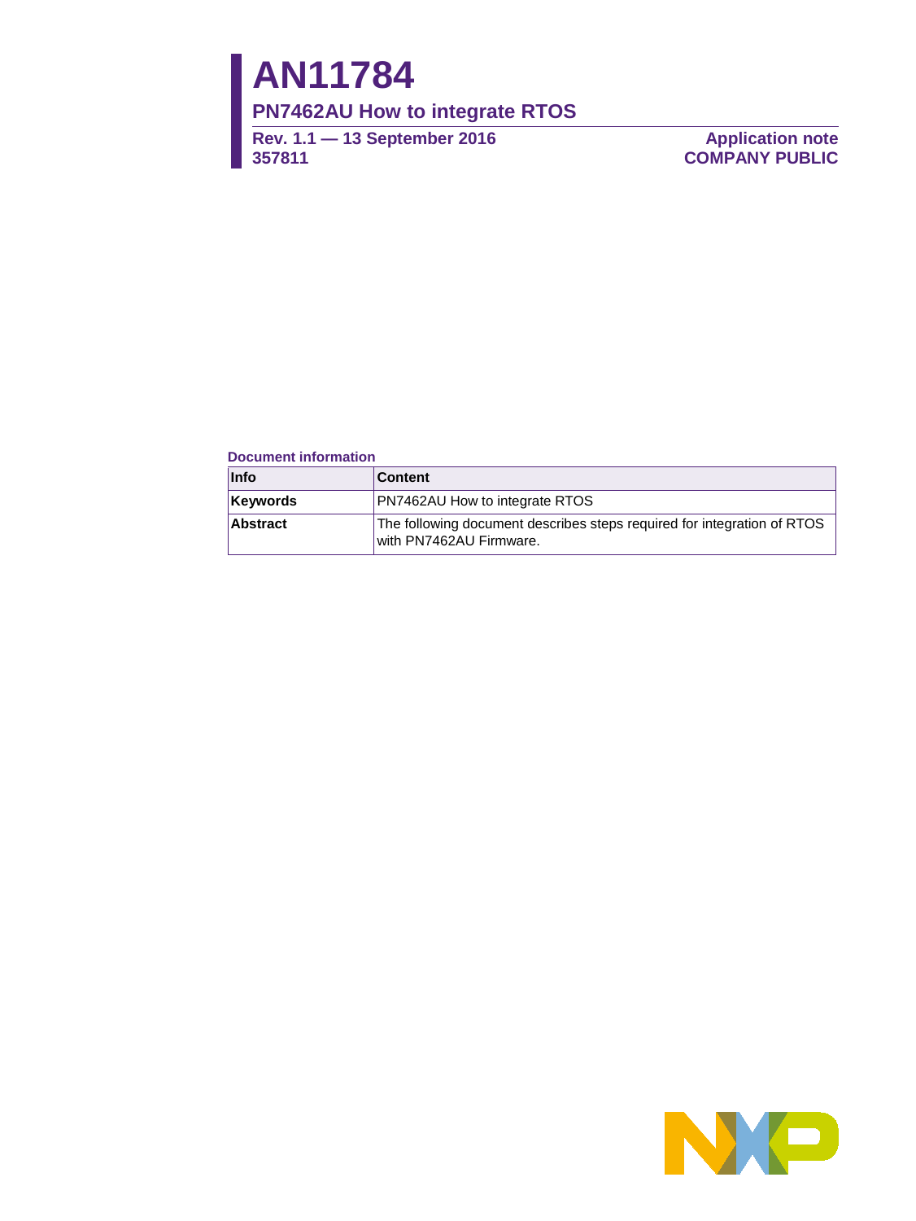# AN11784

## PN7462AU How to integrate RTOS

**Rev. 1.1 — 13 September 2016**
**357811**

**Application note**
**COMPANY PUBLIC**

**Document information**

| Info | Content |
| --- | --- |
| **Keywords** | PN7462AU How to integrate RTOS |
| **Abstract** | The following document describes steps required for integration of RTOS with PN7462AU Firmware. |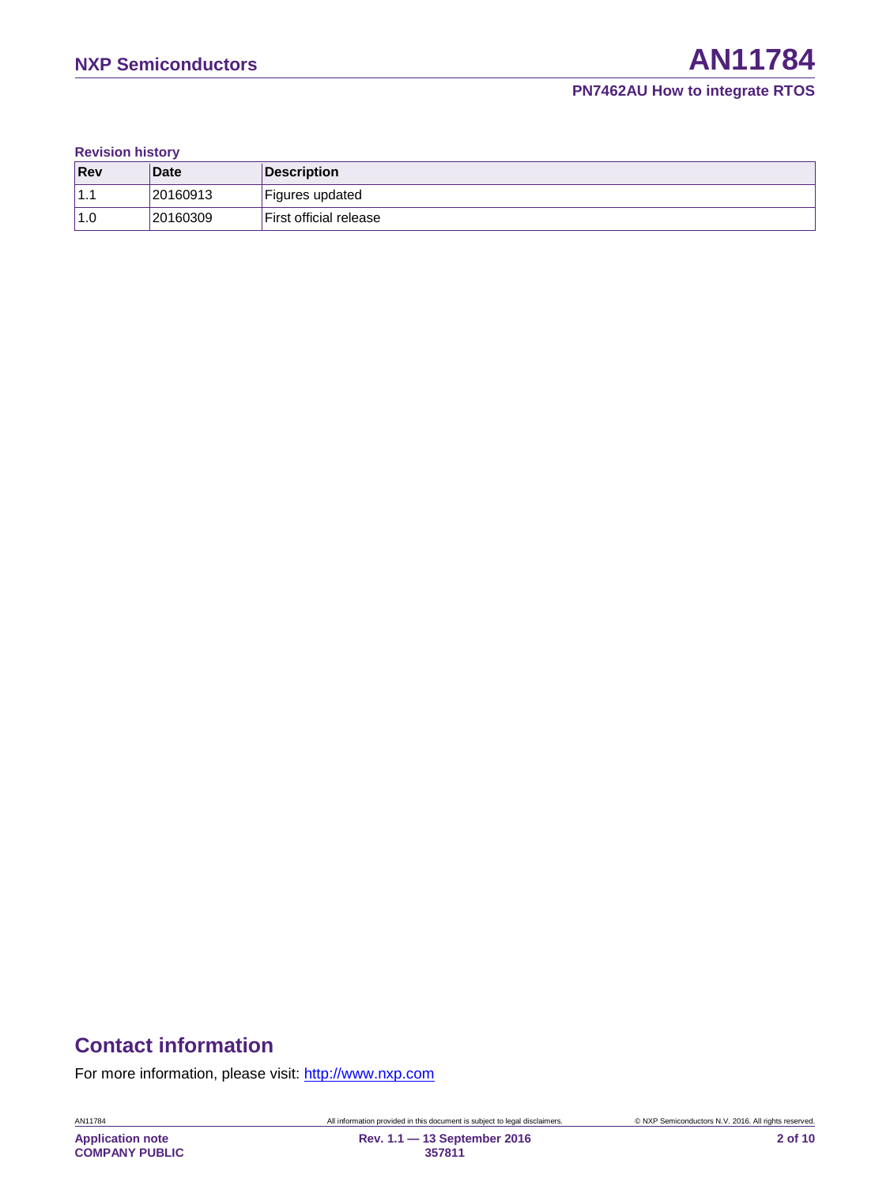**Revision history**

| Rev | Date | Description |
| --- | --- | --- |
| 1.1 | 20160913 | Figures updated |
| 1.0 | 20160309 | First official release |

# Contact information

For more information, please visit: http://www.nxp.com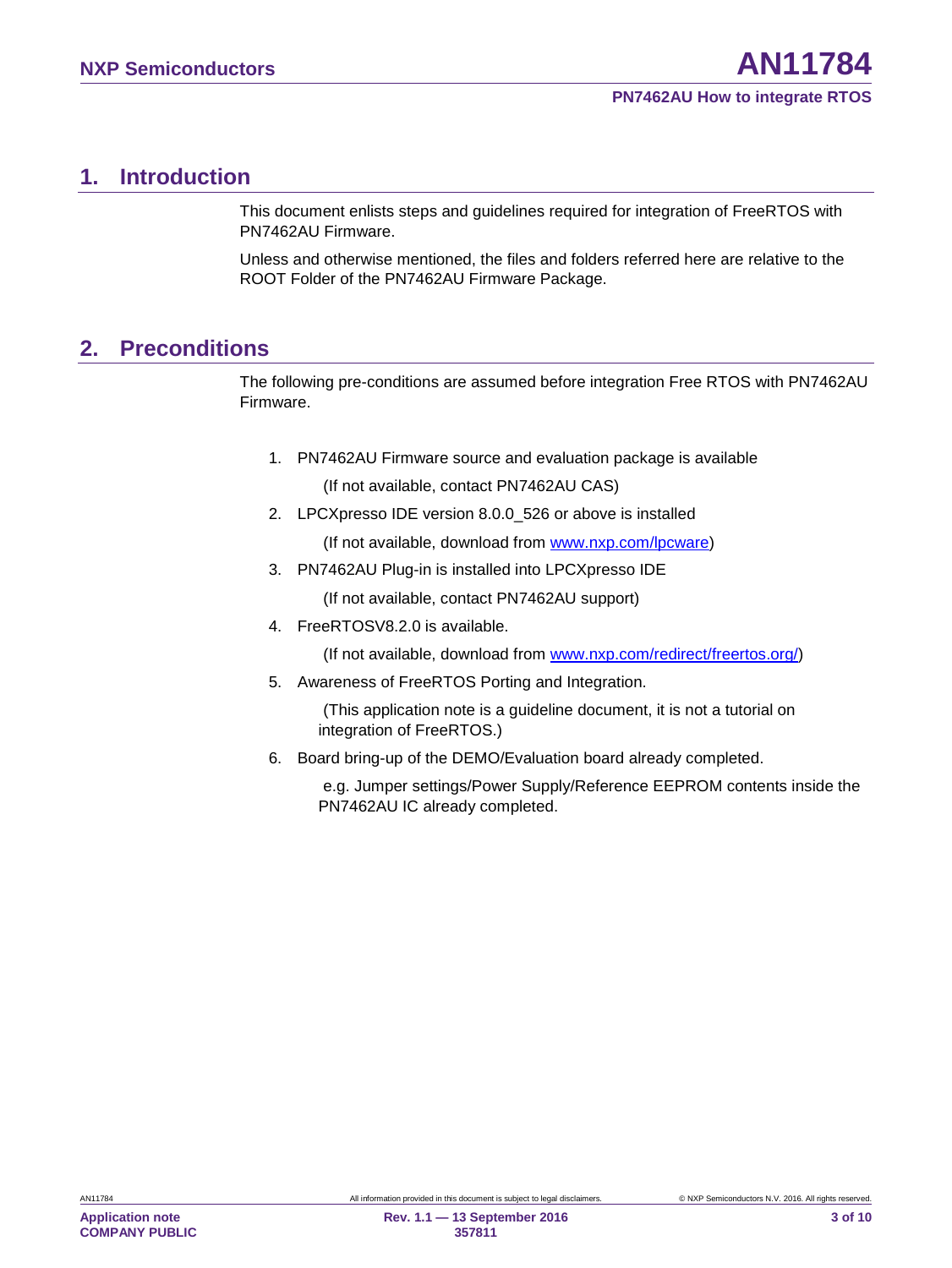# 1. Introduction

This document enlists steps and guidelines required for integration of FreeRTOS with PN7462AU Firmware.

Unless and otherwise mentioned, the files and folders referred here are relative to the ROOT Folder of the PN7462AU Firmware Package.

# 2. Preconditions

The following pre-conditions are assumed before integration Free RTOS with PN7462AU Firmware.

1. PN7462AU Firmware source and evaluation package is available

   (If not available, contact PN7462AU CAS)

2. LPCXpresso IDE version 8.0.0_526 or above is installed

   (If not available, download from [www.nxp.com/lpcware](www.nxp.com/lpcware))

3. PN7462AU Plug-in is installed into LPCXpresso IDE

   (If not available, contact PN7462AU support)

4. FreeRTOSV8.2.0 is available.

   (If not available, download from [www.nxp.com/redirect/freertos.org/](www.nxp.com/redirect/freertos.org/))

5. Awareness of FreeRTOS Porting and Integration.

   (This application note is a guideline document, it is not a tutorial on integration of FreeRTOS.)

6. Board bring-up of the DEMO/Evaluation board already completed.

   e.g. Jumper settings/Power Supply/Reference EEPROM contents inside the PN7462AU IC already completed.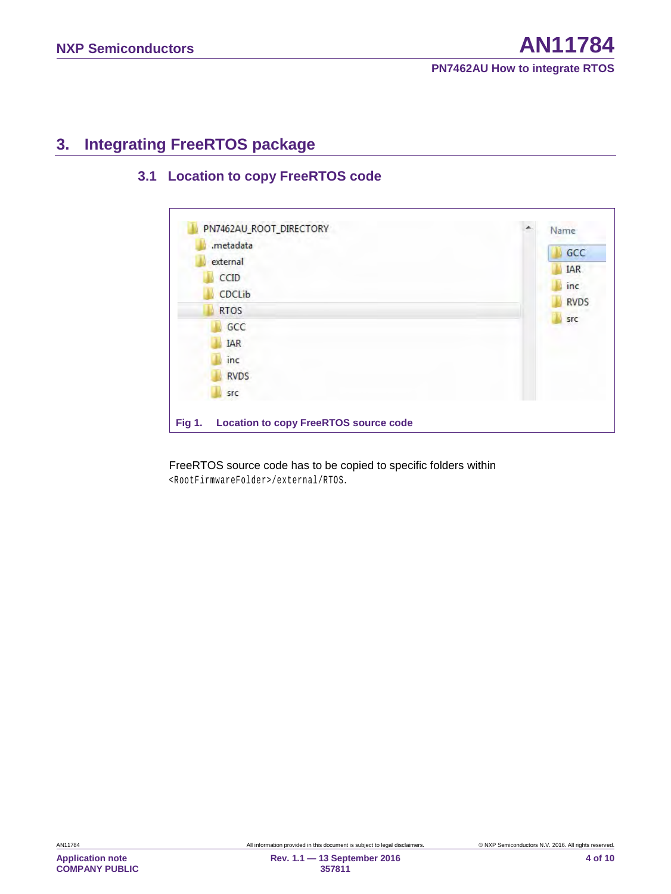# 3. Integrating FreeRTOS package

## 3.1 Location to copy FreeRTOS code

Fig 1. Location to copy FreeRTOS source code

FreeRTOS source code has to be copied to specific folders within `<RootFirmwareFolder>/external/RTOS`.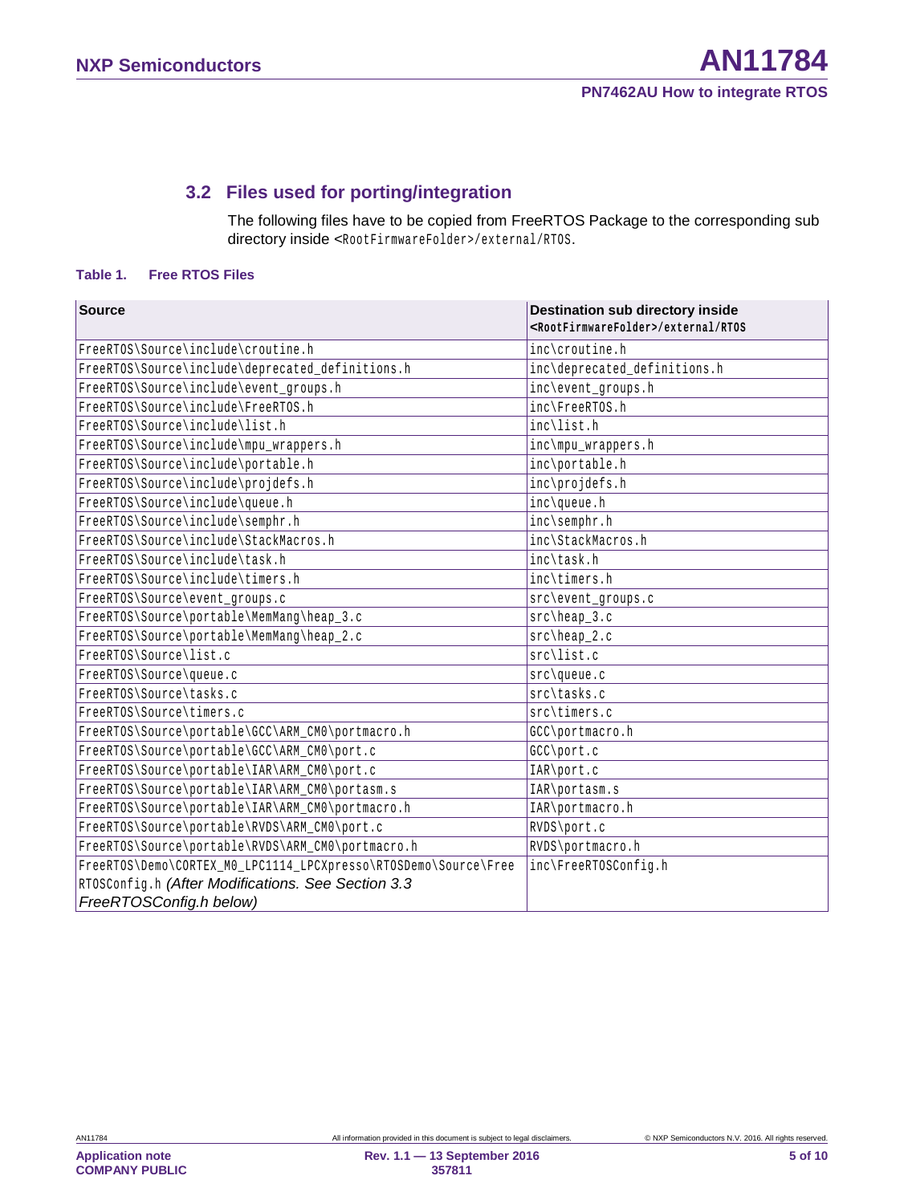## 3.2 Files used for porting/integration

The following files have to be copied from FreeRTOS Package to the corresponding sub directory inside <RootFirmwareFolder>/external/RTOS.

**Table 1. Free RTOS Files**

| Source | Destination sub directory inside <RootFirmwareFolder>/external/RTOS |
|---|---|
| FreeRTOS\Source\include\croutine.h | inc\croutine.h |
| FreeRTOS\Source\include\deprecated_definitions.h | inc\deprecated_definitions.h |
| FreeRTOS\Source\include\event_groups.h | inc\event_groups.h |
| FreeRTOS\Source\include\FreeRTOS.h | inc\FreeRTOS.h |
| FreeRTOS\Source\include\list.h | inc\list.h |
| FreeRTOS\Source\include\mpu_wrappers.h | inc\mpu_wrappers.h |
| FreeRTOS\Source\include\portable.h | inc\portable.h |
| FreeRTOS\Source\include\projdefs.h | inc\projdefs.h |
| FreeRTOS\Source\include\queue.h | inc\queue.h |
| FreeRTOS\Source\include\semphr.h | inc\semphr.h |
| FreeRTOS\Source\include\StackMacros.h | inc\StackMacros.h |
| FreeRTOS\Source\include\task.h | inc\task.h |
| FreeRTOS\Source\include\timers.h | inc\timers.h |
| FreeRTOS\Source\event_groups.c | src\event_groups.c |
| FreeRTOS\Source\portable\MemMang\heap_3.c | src\heap_3.c |
| FreeRTOS\Source\portable\MemMang\heap_2.c | src\heap_2.c |
| FreeRTOS\Source\list.c | src\list.c |
| FreeRTOS\Source\queue.c | src\queue.c |
| FreeRTOS\Source\tasks.c | src\tasks.c |
| FreeRTOS\Source\timers.c | src\timers.c |
| FreeRTOS\Source\portable\GCC\ARM_CM0\portmacro.h | GCC\portmacro.h |
| FreeRTOS\Source\portable\GCC\ARM_CM0\port.c | GCC\port.c |
| FreeRTOS\Source\portable\IAR\ARM_CM0\port.c | IAR\port.c |
| FreeRTOS\Source\portable\IAR\ARM_CM0\portasm.s | IAR\portasm.s |
| FreeRTOS\Source\portable\IAR\ARM_CM0\portmacro.h | IAR\portmacro.h |
| FreeRTOS\Source\portable\RVDS\ARM_CM0\port.c | RVDS\port.c |
| FreeRTOS\Source\portable\RVDS\ARM_CM0\portmacro.h | RVDS\portmacro.h |
| FreeRTOS\Demo\CORTEX_M0_LPC1114_LPCXpresso\RTOSDemo\Source\FreeRTOSConfig.h *(After Modifications. See Section 3.3 FreeRTOSConfig.h below)* | inc\FreeRTOSConfig.h |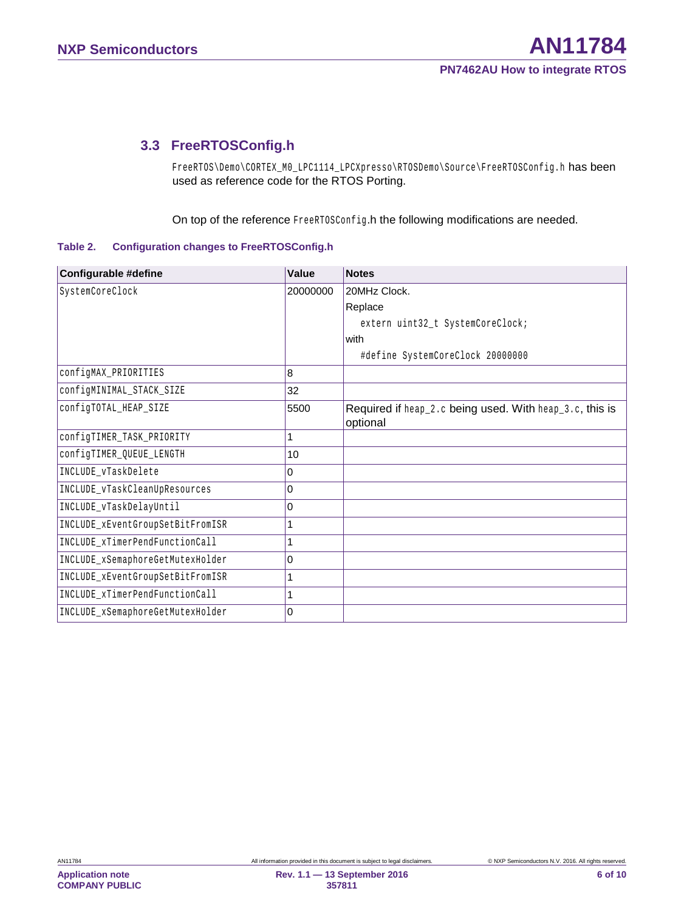## 3.3 FreeRTOSConfig.h

FreeRTOS\Demo\CORTEX_M0_LPC1114_LPCXpresso\RTOSDemo\Source\FreeRTOSConfig.h has been used as reference code for the RTOS Porting.

On top of the reference FreeRTOSConfig.h the following modifications are needed.

**Table 2. Configuration changes to FreeRTOSConfig.h**

| Configurable #define | Value | Notes |
|---|---|---|
| SystemCoreClock | 20000000 | 20MHz Clock.<br>Replace<br>`extern uint32_t SystemCoreClock;`<br>with<br>`#define SystemCoreClock 20000000` |
| configMAX_PRIORITIES | 8 | |
| configMINIMAL_STACK_SIZE | 32 | |
| configTOTAL_HEAP_SIZE | 5500 | Required if heap_2.c being used. With heap_3.c, this is optional |
| configTIMER_TASK_PRIORITY | 1 | |
| configTIMER_QUEUE_LENGTH | 10 | |
| INCLUDE_vTaskDelete | 0 | |
| INCLUDE_vTaskCleanUpResources | 0 | |
| INCLUDE_vTaskDelayUntil | 0 | |
| INCLUDE_xEventGroupSetBitFromISR | 1 | |
| INCLUDE_xTimerPendFunctionCall | 1 | |
| INCLUDE_xSemaphoreGetMutexHolder | 0 | |
| INCLUDE_xEventGroupSetBitFromISR | 1 | |
| INCLUDE_xTimerPendFunctionCall | 1 | |
| INCLUDE_xSemaphoreGetMutexHolder | 0 | |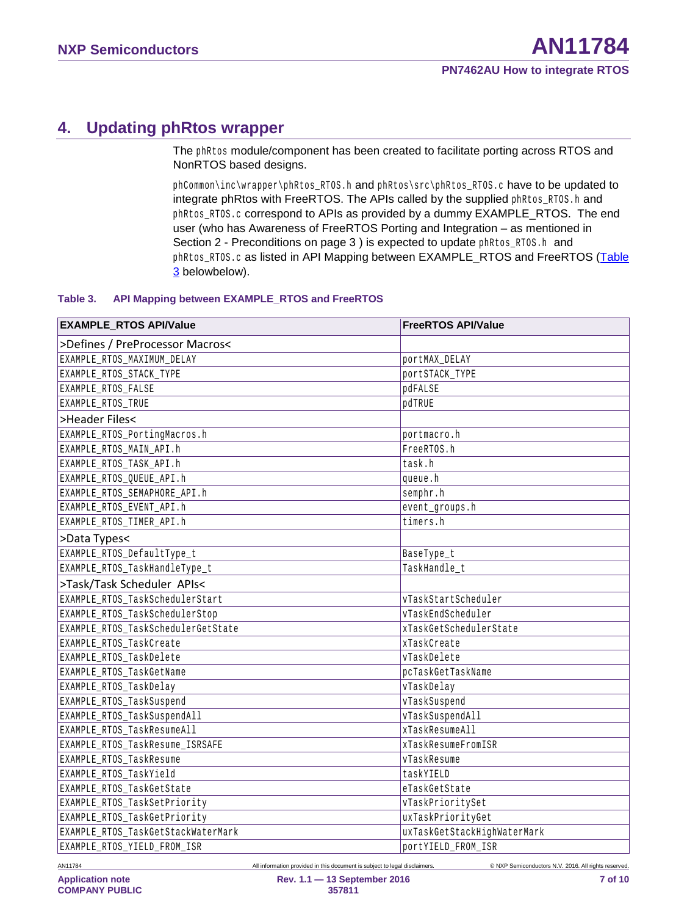## 4. Updating phRtos wrapper

The `phRtos` module/component has been created to facilitate porting across RTOS and NonRTOS based designs.

`phCommon\inc\wrapper\phRtos_RTOS.h` and `phRtos\src\phRtos_RTOS.c` have to be updated to integrate phRtos with FreeRTOS. The APIs called by the supplied `phRtos_RTOS.h` and `phRtos_RTOS.c` correspond to APIs as provided by a dummy EXAMPLE_RTOS. The end user (who has Awareness of FreeRTOS Porting and Integration – as mentioned in Section 2 - Preconditions on page 3 ) is expected to update `phRtos_RTOS.h` and `phRtos_RTOS.c` as listed in API Mapping between EXAMPLE_RTOS and FreeRTOS (Table 3 belowbelow).

**Table 3. API Mapping between EXAMPLE_RTOS and FreeRTOS**

| EXAMPLE_RTOS API/Value | FreeRTOS API/Value |
|---|---|
| >Defines / PreProcessor Macros< | |
| EXAMPLE_RTOS_MAXIMUM_DELAY | portMAX_DELAY |
| EXAMPLE_RTOS_STACK_TYPE | portSTACK_TYPE |
| EXAMPLE_RTOS_FALSE | pdFALSE |
| EXAMPLE_RTOS_TRUE | pdTRUE |
| >Header Files< | |
| EXAMPLE_RTOS_PortingMacros.h | portmacro.h |
| EXAMPLE_RTOS_MAIN_API.h | FreeRTOS.h |
| EXAMPLE_RTOS_TASK_API.h | task.h |
| EXAMPLE_RTOS_QUEUE_API.h | queue.h |
| EXAMPLE_RTOS_SEMAPHORE_API.h | semphr.h |
| EXAMPLE_RTOS_EVENT_API.h | event_groups.h |
| EXAMPLE_RTOS_TIMER_API.h | timers.h |
| >Data Types< | |
| EXAMPLE_RTOS_DefaultType_t | BaseType_t |
| EXAMPLE_RTOS_TaskHandleType_t | TaskHandle_t |
| >Task/Task Scheduler APIs< | |
| EXAMPLE_RTOS_TaskSchedulerStart | vTaskStartScheduler |
| EXAMPLE_RTOS_TaskSchedulerStop | vTaskEndScheduler |
| EXAMPLE_RTOS_TaskSchedulerGetState | xTaskGetSchedulerState |
| EXAMPLE_RTOS_TaskCreate | xTaskCreate |
| EXAMPLE_RTOS_TaskDelete | vTaskDelete |
| EXAMPLE_RTOS_TaskGetName | pcTaskGetTaskName |
| EXAMPLE_RTOS_TaskDelay | vTaskDelay |
| EXAMPLE_RTOS_TaskSuspend | vTaskSuspend |
| EXAMPLE_RTOS_TaskSuspendAll | vTaskSuspendAll |
| EXAMPLE_RTOS_TaskResumeAll | xTaskResumeAll |
| EXAMPLE_RTOS_TaskResume_ISRSAFE | xTaskResumeFromISR |
| EXAMPLE_RTOS_TaskResume | vTaskResume |
| EXAMPLE_RTOS_TaskYield | taskYIELD |
| EXAMPLE_RTOS_TaskGetState | eTaskGetState |
| EXAMPLE_RTOS_TaskSetPriority | vTaskPrioritySet |
| EXAMPLE_RTOS_TaskGetPriority | uxTaskPriorityGet |
| EXAMPLE_RTOS_TaskGetStackWaterMark | uxTaskGetStackHighWaterMark |
| EXAMPLE_RTOS_YIELD_FROM_ISR | portYIELD_FROM_ISR |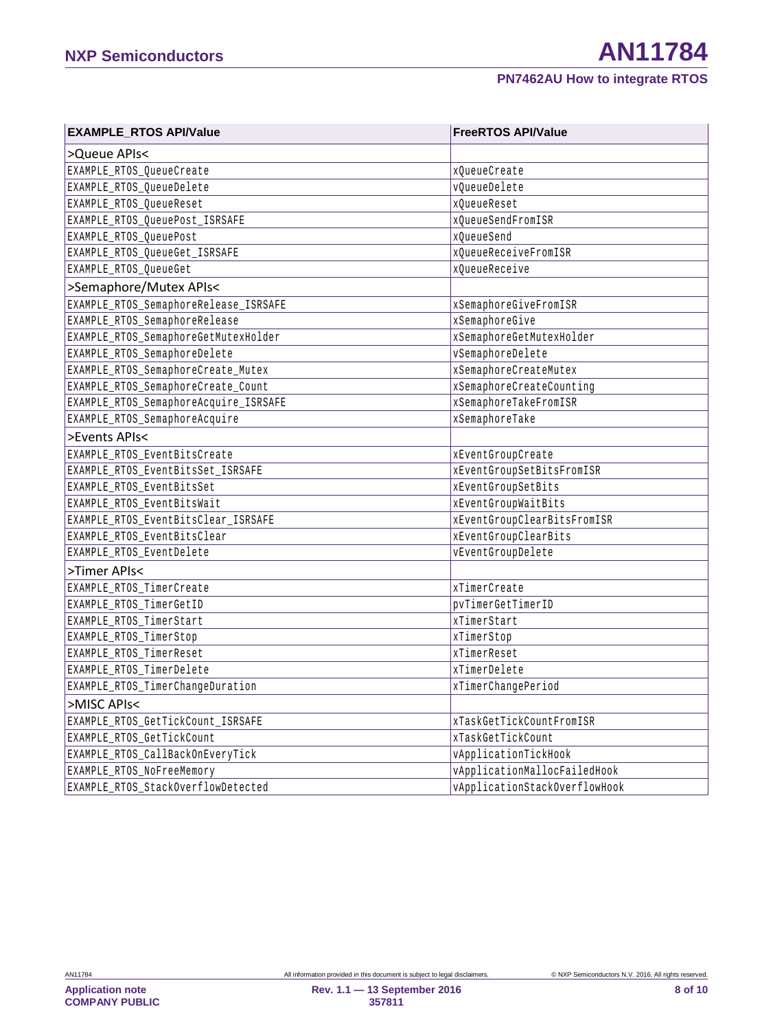| EXAMPLE_RTOS API/Value | FreeRTOS API/Value |
|---|---|
| >Queue APIs< | |
| EXAMPLE_RTOS_QueueCreate | xQueueCreate |
| EXAMPLE_RTOS_QueueDelete | vQueueDelete |
| EXAMPLE_RTOS_QueueReset | xQueueReset |
| EXAMPLE_RTOS_QueuePost_ISRSAFE | xQueueSendFromISR |
| EXAMPLE_RTOS_QueuePost | xQueueSend |
| EXAMPLE_RTOS_QueueGet_ISRSAFE | xQueueReceiveFromISR |
| EXAMPLE_RTOS_QueueGet | xQueueReceive |
| >Semaphore/Mutex APIs< | |
| EXAMPLE_RTOS_SemaphoreRelease_ISRSAFE | xSemaphoreGiveFromISR |
| EXAMPLE_RTOS_SemaphoreRelease | xSemaphoreGive |
| EXAMPLE_RTOS_SemaphoreGetMutexHolder | xSemaphoreGetMutexHolder |
| EXAMPLE_RTOS_SemaphoreDelete | vSemaphoreDelete |
| EXAMPLE_RTOS_SemaphoreCreate_Mutex | xSemaphoreCreateMutex |
| EXAMPLE_RTOS_SemaphoreCreate_Count | xSemaphoreCreateCounting |
| EXAMPLE_RTOS_SemaphoreAcquire_ISRSAFE | xSemaphoreTakeFromISR |
| EXAMPLE_RTOS_SemaphoreAcquire | xSemaphoreTake |
| >Events APIs< | |
| EXAMPLE_RTOS_EventBitsCreate | xEventGroupCreate |
| EXAMPLE_RTOS_EventBitsSet_ISRSAFE | xEventGroupSetBitsFromISR |
| EXAMPLE_RTOS_EventBitsSet | xEventGroupSetBits |
| EXAMPLE_RTOS_EventBitsWait | xEventGroupWaitBits |
| EXAMPLE_RTOS_EventBitsClear_ISRSAFE | xEventGroupClearBitsFromISR |
| EXAMPLE_RTOS_EventBitsClear | xEventGroupClearBits |
| EXAMPLE_RTOS_EventDelete | vEventGroupDelete |
| >Timer APIs< | |
| EXAMPLE_RTOS_TimerCreate | xTimerCreate |
| EXAMPLE_RTOS_TimerGetID | pvTimerGetTimerID |
| EXAMPLE_RTOS_TimerStart | xTimerStart |
| EXAMPLE_RTOS_TimerStop | xTimerStop |
| EXAMPLE_RTOS_TimerReset | xTimerReset |
| EXAMPLE_RTOS_TimerDelete | xTimerDelete |
| EXAMPLE_RTOS_TimerChangeDuration | xTimerChangePeriod |
| >MISC APIs< | |
| EXAMPLE_RTOS_GetTickCount_ISRSAFE | xTaskGetTickCountFromISR |
| EXAMPLE_RTOS_GetTickCount | xTaskGetTickCount |
| EXAMPLE_RTOS_CallBackOnEveryTick | vApplicationTickHook |
| EXAMPLE_RTOS_NoFreeMemory | vApplicationMallocFailedHook |
| EXAMPLE_RTOS_StackOverflowDetected | vApplicationStackOverflowHook |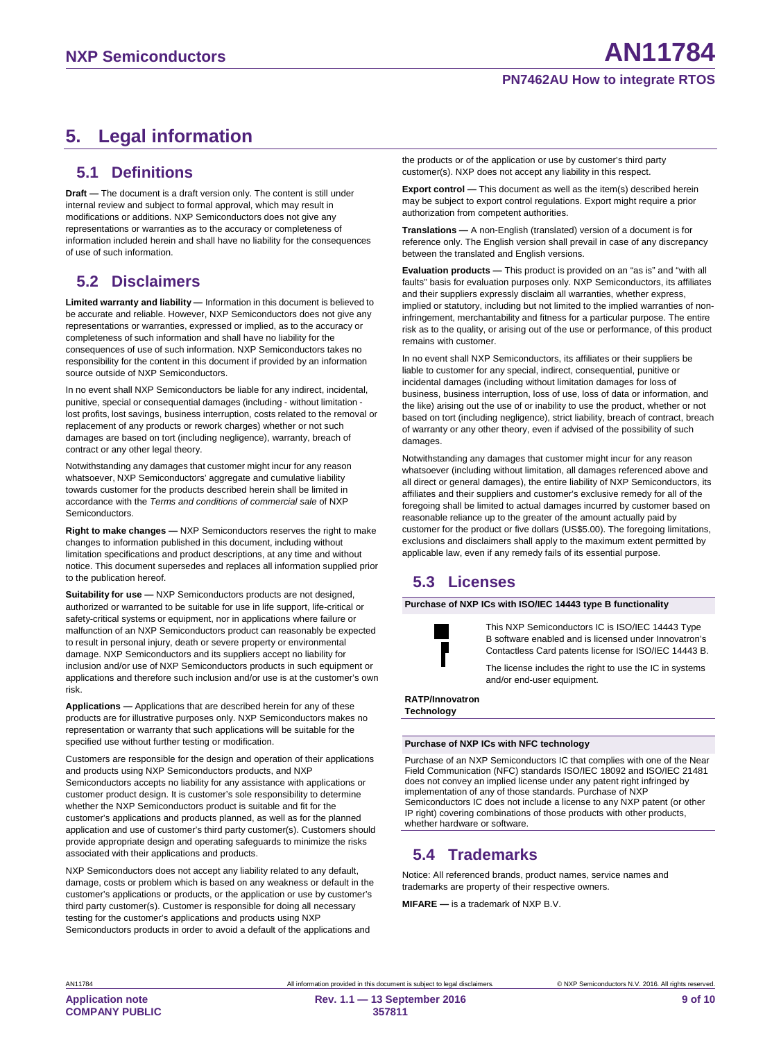# 5. Legal information

## 5.1 Definitions

**Draft —** The document is a draft version only. The content is still under internal review and subject to formal approval, which may result in modifications or additions. NXP Semiconductors does not give any representations or warranties as to the accuracy or completeness of information included herein and shall have no liability for the consequences of use of such information.

## 5.2 Disclaimers

**Limited warranty and liability —** Information in this document is believed to be accurate and reliable. However, NXP Semiconductors does not give any representations or warranties, expressed or implied, as to the accuracy or completeness of such information and shall have no liability for the consequences of use of such information. NXP Semiconductors takes no responsibility for the content in this document if provided by an information source outside of NXP Semiconductors.

In no event shall NXP Semiconductors be liable for any indirect, incidental, punitive, special or consequential damages (including - without limitation - lost profits, lost savings, business interruption, costs related to the removal or replacement of any products or rework charges) whether or not such damages are based on tort (including negligence), warranty, breach of contract or any other legal theory.

Notwithstanding any damages that customer might incur for any reason whatsoever, NXP Semiconductors' aggregate and cumulative liability towards customer for the products described herein shall be limited in accordance with the *Terms and conditions of commercial sale* of NXP Semiconductors.

**Right to make changes —** NXP Semiconductors reserves the right to make changes to information published in this document, including without limitation specifications and product descriptions, at any time and without notice. This document supersedes and replaces all information supplied prior to the publication hereof.

**Suitability for use —** NXP Semiconductors products are not designed, authorized or warranted to be suitable for use in life support, life-critical or safety-critical systems or equipment, nor in applications where failure or malfunction of an NXP Semiconductors product can reasonably be expected to result in personal injury, death or severe property or environmental damage. NXP Semiconductors and its suppliers accept no liability for inclusion and/or use of NXP Semiconductors products in such equipment or applications and therefore such inclusion and/or use is at the customer's own risk.

**Applications —** Applications that are described herein for any of these products are for illustrative purposes only. NXP Semiconductors makes no representation or warranty that such applications will be suitable for the specified use without further testing or modification.

Customers are responsible for the design and operation of their applications and products using NXP Semiconductors products, and NXP Semiconductors accepts no liability for any assistance with applications or customer product design. It is customer's sole responsibility to determine whether the NXP Semiconductors product is suitable and fit for the customer's applications and products planned, as well as for the planned application and use of customer's third party customer(s). Customers should provide appropriate design and operating safeguards to minimize the risks associated with their applications and products.

NXP Semiconductors does not accept any liability related to any default, damage, costs or problem which is based on any weakness or default in the customer's applications or products, or the application or use by customer's third party customer(s). Customer is responsible for doing all necessary testing for the customer's applications and products using NXP Semiconductors products in order to avoid a default of the applications and the products or of the application or use by customer's third party customer(s). NXP does not accept any liability in this respect.

**Export control —** This document as well as the item(s) described herein may be subject to export control regulations. Export might require a prior authorization from competent authorities.

**Translations —** A non-English (translated) version of a document is for reference only. The English version shall prevail in case of any discrepancy between the translated and English versions.

**Evaluation products —** This product is provided on an "as is" and "with all faults" basis for evaluation purposes only. NXP Semiconductors, its affiliates and their suppliers expressly disclaim all warranties, whether express, implied or statutory, including but not limited to the implied warranties of non-infringement, merchantability and fitness for a particular purpose. The entire risk as to the quality, or arising out of the use or performance, of this product remains with customer.

In no event shall NXP Semiconductors, its affiliates or their suppliers be liable to customer for any special, indirect, consequential, punitive or incidental damages (including without limitation damages for loss of business, business interruption, loss of use, loss of data or information, and the like) arising out the use of or inability to use the product, whether or not based on tort (including negligence), strict liability, breach of contract, breach of warranty or any other theory, even if advised of the possibility of such damages.

Notwithstanding any damages that customer might incur for any reason whatsoever (including without limitation, all damages referenced above and all direct or general damages), the entire liability of NXP Semiconductors, its affiliates and their suppliers and customer's exclusive remedy for all of the foregoing shall be limited to actual damages incurred by customer based on reasonable reliance up to the greater of the amount actually paid by customer for the product or five dollars (US$5.00). The foregoing limitations, exclusions and disclaimers shall apply to the maximum extent permitted by applicable law, even if any remedy fails of its essential purpose.

## 5.3 Licenses

**Purchase of NXP ICs with ISO/IEC 14443 type B functionality**

This NXP Semiconductors IC is ISO/IEC 14443 Type B software enabled and is licensed under Innovatron's Contactless Card patents license for ISO/IEC 14443 B.

The license includes the right to use the IC in systems and/or end-user equipment.

**RATP/Innovatron Technology**

**Purchase of NXP ICs with NFC technology**

Purchase of an NXP Semiconductors IC that complies with one of the Near Field Communication (NFC) standards ISO/IEC 18092 and ISO/IEC 21481 does not convey an implied license under any patent right infringed by implementation of any of those standards. Purchase of NXP Semiconductors IC does not include a license to any NXP patent (or other IP right) covering combinations of those products with other products, whether hardware or software.

## 5.4 Trademarks

Notice: All referenced brands, product names, service names and trademarks are property of their respective owners.

**MIFARE —** is a trademark of NXP B.V.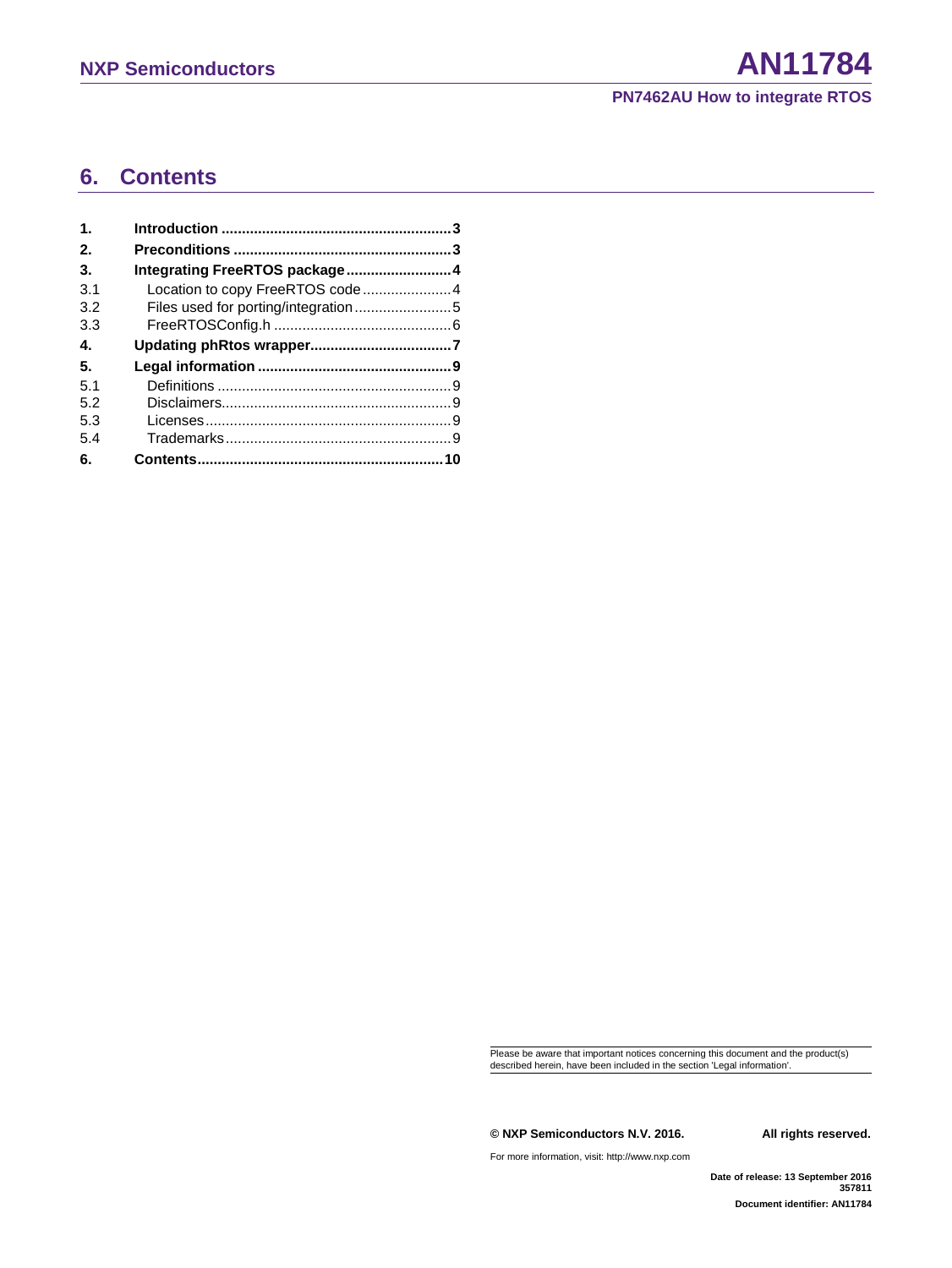## 6. Contents

| | | |
|---|---|---|
| **1.** | **Introduction** | **3** |
| **2.** | **Preconditions** | **3** |
| **3.** | **Integrating FreeRTOS package** | **4** |
| 3.1 | Location to copy FreeRTOS code | 4 |
| 3.2 | Files used for porting/integration | 5 |
| 3.3 | FreeRTOSConfig.h | 6 |
| **4.** | **Updating phRtos wrapper** | **7** |
| **5.** | **Legal information** | **9** |
| 5.1 | Definitions | 9 |
| 5.2 | Disclaimers | 9 |
| 5.3 | Licenses | 9 |
| 5.4 | Trademarks | 9 |
| **6.** | **Contents** | **10** |

Please be aware that important notices concerning this document and the product(s) described herein, have been included in the section 'Legal information'.

**© NXP Semiconductors N.V. 2016. All rights reserved.**

For more information, visit: http://www.nxp.com

**Date of release: 13 September 2016**
**357811**
**Document identifier: AN11784**